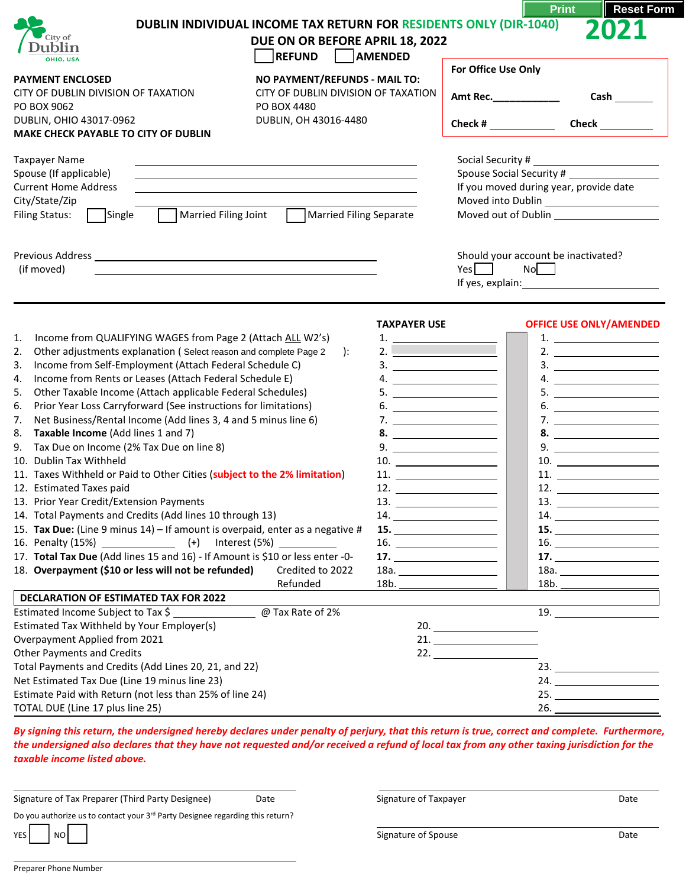City of Dublin OHIO, USA

# DUBLIN INDIVIDUAL INCOME TAX RETURN FOR RESIDENTS ONLY (DIR-1040)

**2021**

**DUE ON OR BEFORE APRIL 18, 2022**

☐ REFUND ☐ AMENDED

| For Office Use Only | |
|---|---|
| Amt Rec.____________ | Cash _______ |
| Check # ____________ | Check _______ |

**PAYMENT ENCLOSED**
CITY OF DUBLIN DIVISION OF TAXATION
PO BOX 9062
DUBLIN, OHIO 43017-0962
**MAKE CHECK PAYABLE TO CITY OF DUBLIN**

**NO PAYMENT/REFUNDS - MAIL TO:**
CITY OF DUBLIN DIVISION OF TAXATION
PO BOX 4480
DUBLIN, OH 43016-4480

Taxpayer Name ____________________
Spouse (If applicable) ____________________
Current Home Address ____________________
City/State/Zip ____________________
Filing Status: ☐ Single ☐ Married Filing Joint ☐ Married Filing Separate

Social Security # ____________________
Spouse Social Security # ____________________
If you moved during year, provide date
Moved into Dublin ____________________
Moved out of Dublin ____________________

Previous Address (if moved) ____________________

Should your account be inactivated?
Yes ☐ No ☐
If yes, explain: ____________________

| | | TAXPAYER USE | OFFICE USE ONLY/AMENDED |
|---|---|---|---|
| 1. | Income from QUALIFYING WAGES from Page 2 (Attach ALL W2's) | 1. | 1. |
| 2. | Other adjustments explanation ( Select reason and complete Page 2 ): | 2. | 2. |
| 3. | Income from Self-Employment (Attach Federal Schedule C) | 3. | 3. |
| 4. | Income from Rents or Leases (Attach Federal Schedule E) | 4. | 4. |
| 5. | Other Taxable Income (Attach applicable Federal Schedules) | 5. | 5. |
| 6. | Prior Year Loss Carryforward (See instructions for limitations) | 6. | 6. |
| 7. | Net Business/Rental Income (Add lines 3, 4 and 5 minus line 6) | 7. | 7. |
| 8. | **Taxable Income** (Add lines 1 and 7) | **8.** | **8.** |
| 9. | Tax Due on Income (2% Tax Due on line 8) | 9. | 9. |
| 10. | Dublin Tax Withheld | 10. | 10. |
| 11. | Taxes Withheld or Paid to Other Cities (subject to the 2% limitation) | 11. | 11. |
| 12. | Estimated Taxes paid | 12. | 12. |
| 13. | Prior Year Credit/Extension Payments | 13. | 13. |
| 14. | Total Payments and Credits (Add lines 10 through 13) | 14. | 14. |
| 15. | **Tax Due:** (Line 9 minus 14) – If amount is overpaid, enter as a negative # | **15.** | **15.** |
| 16. | Penalty (15%) ________ (+) Interest (5%) ________ | 16. | 16. |
| 17. | **Total Tax Due** (Add lines 15 and 16) - If Amount is $10 or less enter -0- | **17.** | **17.** |
| 18. | **Overpayment ($10 or less will not be refunded)** Credited to 2022 | 18a. | 18a. |
| | Refunded | 18b. | 18b. |

**DECLARATION OF ESTIMATED TAX FOR 2022**

| | | |
|---|---|---|
| Estimated Income Subject to Tax $ ________ @ Tax Rate of 2% | | 19. |
| Estimated Tax Withheld by Your Employer(s) | 20. | |
| Overpayment Applied from 2021 | 21. | |
| Other Payments and Credits | 22. | |
| Total Payments and Credits (Add Lines 20, 21, and 22) | | 23. |
| Net Estimated Tax Due (Line 19 minus line 23) | | 24. |
| Estimate Paid with Return (not less than 25% of line 24) | | 25. |
| TOTAL DUE (Line 17 plus line 25) | | 26. |

***By signing this return, the undersigned hereby declares under penalty of perjury, that this return is true, correct and complete. Furthermore, the undersigned also declares that they have not requested and/or received a refund of local tax from any other taxing jurisdiction for the taxable income listed above.***

Signature of Tax Preparer (Third Party Designee) ____ Date

Signature of Taxpayer ____ Date

Do you authorize us to contact your 3rd Party Designee regarding this return?

YES ☐ NO ☐

Signature of Spouse ____ Date

Preparer Phone Number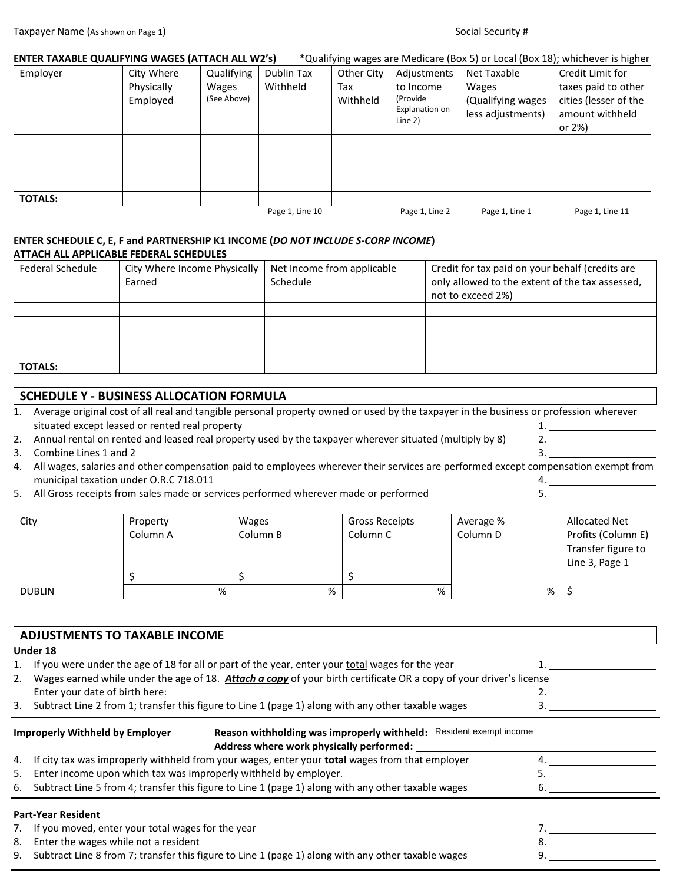Taxpayer Name (As shown on Page 1) ______________________ Social Security # ______________________

**ENTER TAXABLE QUALIFYING WAGES (ATTACH ALL W2's)** *Qualifying wages are Medicare (Box 5) or Local (Box 18); whichever is higher

| Employer | City Where Physically Employed | Qualifying Wages (See Above) | Dublin Tax Withheld | Other City Tax Withheld | Adjustments to Income (Provide Explanation on Line 2) | Net Taxable Wages (Qualifying wages less adjustments) | Credit Limit for taxes paid to other cities (lesser of the amount withheld or 2%) |
|---|---|---|---|---|---|---|---|
| | | | | | | | |
| | | | | | | | |
| | | | | | | | |
| | | | | | | | |
| **TOTALS:** | | | | | | | |
| | | | Page 1, Line 10 | | Page 1, Line 2 | Page 1, Line 1 | Page 1, Line 11 |

**ENTER SCHEDULE C, E, F and PARTNERSHIP K1 INCOME (*DO NOT INCLUDE S-CORP INCOME*)**
**ATTACH ALL APPLICABLE FEDERAL SCHEDULES**

| Federal Schedule | City Where Income Physically Earned | Net Income from applicable Schedule | Credit for tax paid on your behalf (credits are only allowed to the extent of the tax assessed, not to exceed 2%) |
|---|---|---|---|
| | | | |
| | | | |
| | | | |
| | | | |
| **TOTALS:** | | | |

## SCHEDULE Y - BUSINESS ALLOCATION FORMULA

1. Average original cost of all real and tangible personal property owned or used by the taxpayer in the business or profession wherever situated except leased or rented real property 1. ______________
2. Annual rental on rented and leased real property used by the taxpayer wherever situated (multiply by 8) 2. ______________
3. Combine Lines 1 and 2 3. ______________
4. All wages, salaries and other compensation paid to employees wherever their services are performed except compensation exempt from municipal taxation under O.R.C 718.011 4. ______________
5. All Gross receipts from sales made or services performed wherever made or performed 5. ______________

| City | Property Column A | Wages Column B | Gross Receipts Column C | Average % Column D | Allocated Net Profits (Column E) Transfer figure to Line 3, Page 1 |
|---|---|---|---|---|---|
| | $ | $ | $ | | |
| DUBLIN | % | % | % | % | $ |

## ADJUSTMENTS TO TAXABLE INCOME

**Under 18**

1. If you were under the age of 18 for all or part of the year, enter your total wages for the year 1. ______________
2. Wages earned while under the age of 18. ***Attach a copy*** of your birth certificate OR a copy of your driver's license
   Enter your date of birth here: ______________ 2. ______________
3. Subtract Line 2 from 1; transfer this figure to Line 1 (page 1) along with any other taxable wages 3. ______________

**Improperly Withheld by Employer** **Reason withholding was improperly withheld:** Resident exempt income
**Address where work physically performed:** ______________

4. If city tax was improperly withheld from your wages, enter your **total** wages from that employer 4. ______________
5. Enter income upon which tax was improperly withheld by employer. 5. ______________
6. Subtract Line 5 from 4; transfer this figure to Line 1 (page 1) along with any other taxable wages 6. ______________

**Part-Year Resident**

7. If you moved, enter your total wages for the year 7. ______________
8. Enter the wages while not a resident 8. ______________
9. Subtract Line 8 from 7; transfer this figure to Line 1 (page 1) along with any other taxable wages 9. ______________